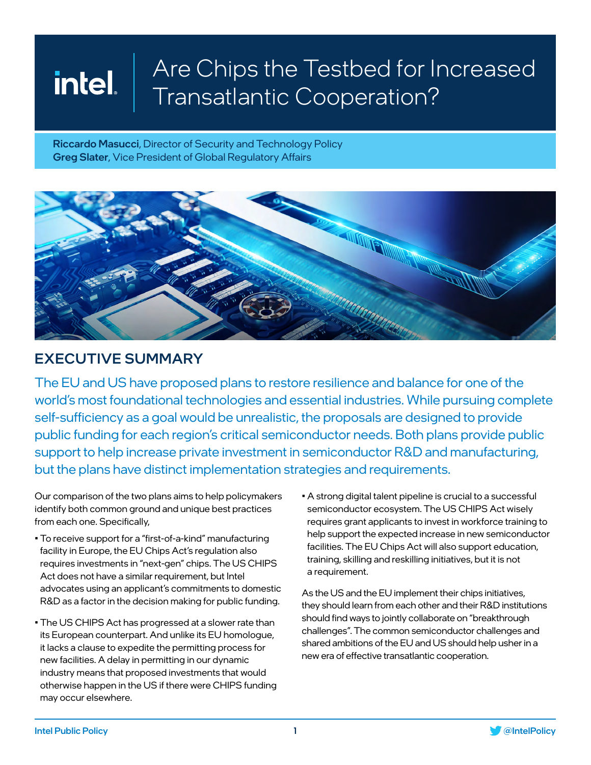# Are Chips the Testbed for Increased Transatlantic Cooperation?

**Riccardo Masucci**, Director of Security and Technology Policy
**Greg Slater**, Vice President of Global Regulatory Affairs

## EXECUTIVE SUMMARY

The EU and US have proposed plans to restore resilience and balance for one of the world's most foundational technologies and essential industries. While pursuing complete self-sufficiency as a goal would be unrealistic, the proposals are designed to provide public funding for each region's critical semiconductor needs. Both plans provide public support to help increase private investment in semiconductor R&D and manufacturing, but the plans have distinct implementation strategies and requirements.

Our comparison of the two plans aims to help policymakers identify both common ground and unique best practices from each one. Specifically,

- To receive support for a "first-of-a-kind" manufacturing facility in Europe, the EU Chips Act's regulation also requires investments in "next-gen" chips. The US CHIPS Act does not have a similar requirement, but Intel advocates using an applicant's commitments to domestic R&D as a factor in the decision making for public funding.
- The US CHIPS Act has progressed at a slower rate than its European counterpart. And unlike its EU homologue, it lacks a clause to expedite the permitting process for new facilities. A delay in permitting in our dynamic industry means that proposed investments that would otherwise happen in the US if there were CHIPS funding may occur elsewhere.
- A strong digital talent pipeline is crucial to a successful semiconductor ecosystem. The US CHIPS Act wisely requires grant applicants to invest in workforce training to help support the expected increase in new semiconductor facilities. The EU Chips Act will also support education, training, skilling and reskilling initiatives, but it is not a requirement.

As the US and the EU implement their chips initiatives, they should learn from each other and their R&D institutions should find ways to jointly collaborate on "breakthrough challenges". The common semiconductor challenges and shared ambitions of the EU and US should help usher in a new era of effective transatlantic cooperation.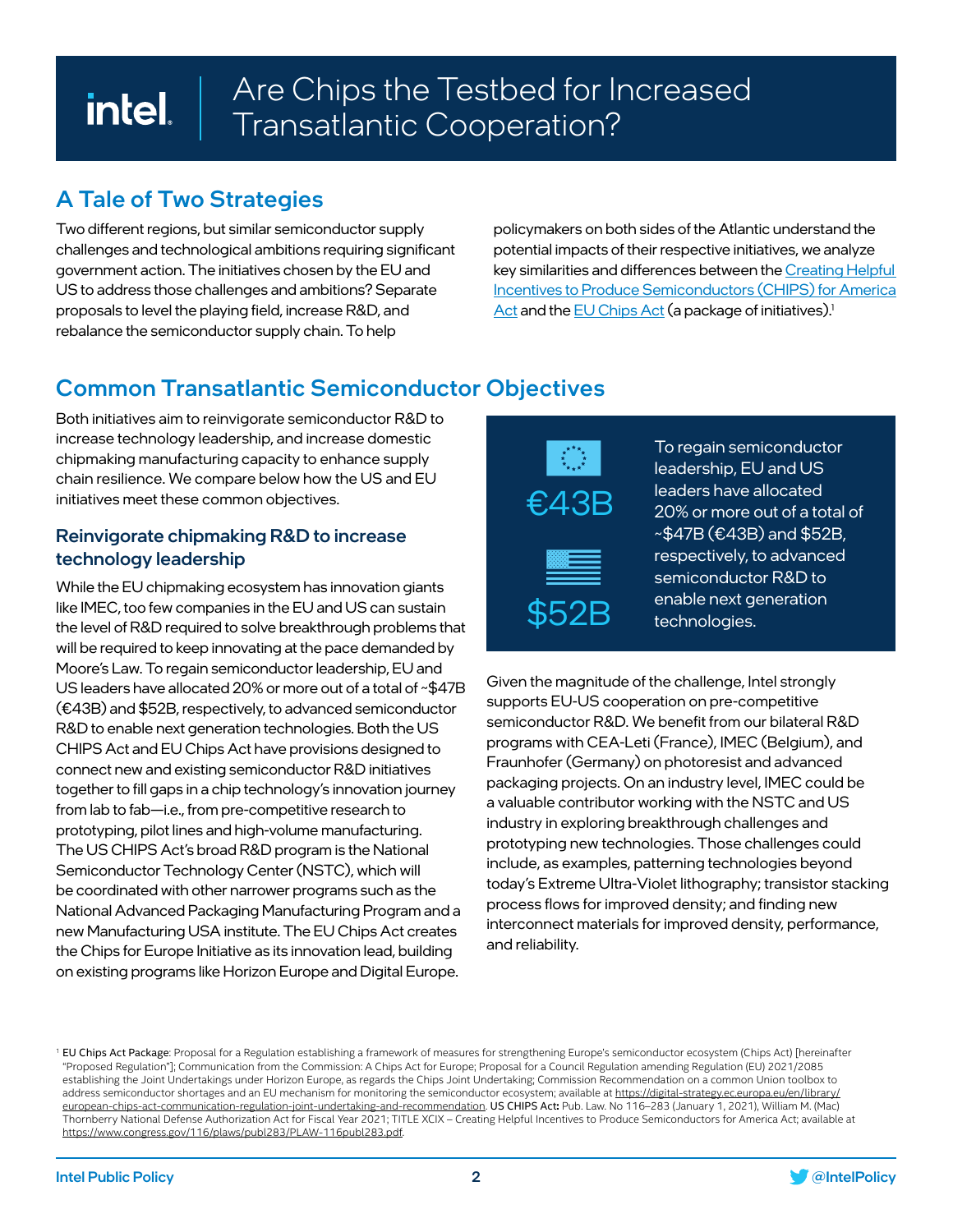# Are Chips the Testbed for Increased Transatlantic Cooperation?

## A Tale of Two Strategies

Two different regions, but similar semiconductor supply challenges and technological ambitions requiring significant government action. The initiatives chosen by the EU and US to address those challenges and ambitions? Separate proposals to level the playing field, increase R&D, and rebalance the semiconductor supply chain. To help policymakers on both sides of the Atlantic understand the potential impacts of their respective initiatives, we analyze key similarities and differences between the [Creating Helpful Incentives to Produce Semiconductors (CHIPS) for America Act](https://www.congress.gov/116/plaws/publ283/PLAW-116publ283.pdf) and the [EU Chips Act](https://digital-strategy.ec.europa.eu/en/library/european-chips-act-communication-regulation-joint-undertaking-and-recommendation) (a package of initiatives).[1]

## Common Transatlantic Semiconductor Objectives

Both initiatives aim to reinvigorate semiconductor R&D to increase technology leadership, and increase domestic chipmaking manufacturing capacity to enhance supply chain resilience. We compare below how the US and EU initiatives meet these common objectives.

### Reinvigorate chipmaking R&D to increase technology leadership

While the EU chipmaking ecosystem has innovation giants like IMEC, too few companies in the EU and US can sustain the level of R&D required to solve breakthrough problems that will be required to keep innovating at the pace demanded by Moore's Law. To regain semiconductor leadership, EU and US leaders have allocated 20% or more out of a total of ~$47B (€43B) and $52B, respectively, to advanced semiconductor R&D to enable next generation technologies. Both the US CHIPS Act and EU Chips Act have provisions designed to connect new and existing semiconductor R&D initiatives together to fill gaps in a chip technology's innovation journey from lab to fab—i.e., from pre-competitive research to prototyping, pilot lines and high-volume manufacturing. The US CHIPS Act's broad R&D program is the National Semiconductor Technology Center (NSTC), which will be coordinated with other narrower programs such as the National Advanced Packaging Manufacturing Program and a new Manufacturing USA institute. The EU Chips Act creates the Chips for Europe Initiative as its innovation lead, building on existing programs like Horizon Europe and Digital Europe.

**€43B** | **$52B**

To regain semiconductor leadership, EU and US leaders have allocated 20% or more out of a total of ~$47B (€43B) and $52B, respectively, to advanced semiconductor R&D to enable next generation technologies.

Given the magnitude of the challenge, Intel strongly supports EU-US cooperation on pre-competitive semiconductor R&D. We benefit from our bilateral R&D programs with CEA-Leti (France), IMEC (Belgium), and Fraunhofer (Germany) on photoresist and advanced packaging projects. On an industry level, IMEC could be a valuable contributor working with the NSTC and US industry in exploring breakthrough challenges and prototyping new technologies. Those challenges could include, as examples, patterning technologies beyond today's Extreme Ultra-Violet lithography; transistor stacking process flows for improved density; and finding new interconnect materials for improved density, performance, and reliability.

---

[1] **EU Chips Act Package**: Proposal for a Regulation establishing a framework of measures for strengthening Europe's semiconductor ecosystem (Chips Act) [hereinafter "Proposed Regulation"]; Communication from the Commission: A Chips Act for Europe; Proposal for a Council Regulation amending Regulation (EU) 2021/2085 establishing the Joint Undertakings under Horizon Europe, as regards the Chips Joint Undertaking; Commission Recommendation on a common Union toolbox to address semiconductor shortages and an EU mechanism for monitoring the semiconductor ecosystem; available at https://digital-strategy.ec.europa.eu/en/library/european-chips-act-communication-regulation-joint-undertaking-and-recommendation. **US CHIPS Act:** Pub. Law. No 116–283 (January 1, 2021), William M. (Mac) Thornberry National Defense Authorization Act for Fiscal Year 2021; TITLE XCIX – Creating Helpful Incentives to Produce Semiconductors for America Act; available at https://www.congress.gov/116/plaws/publ283/PLAW-116publ283.pdf.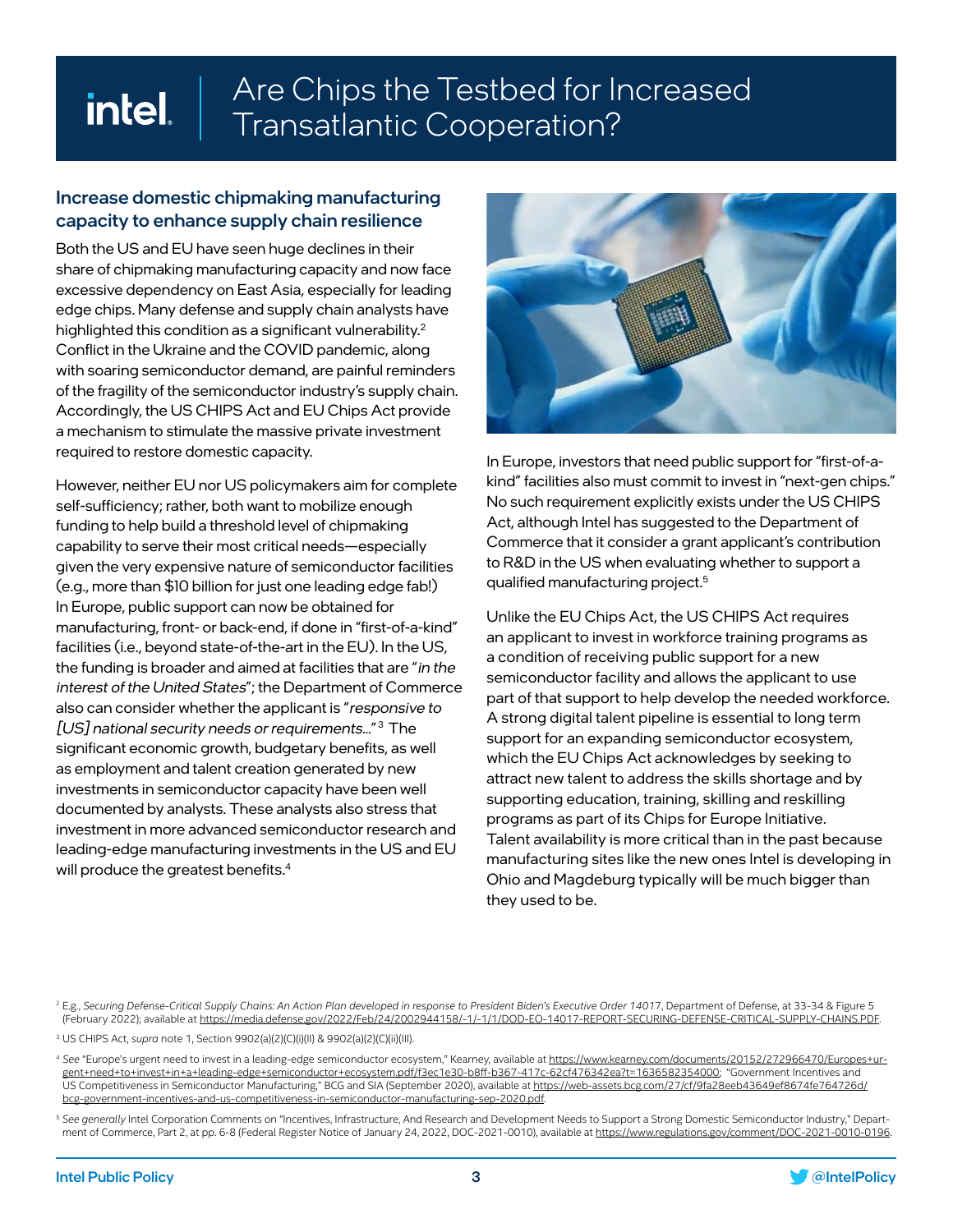# Are Chips the Testbed for Increased Transatlantic Cooperation?

## Increase domestic chipmaking manufacturing capacity to enhance supply chain resilience

Both the US and EU have seen huge declines in their share of chipmaking manufacturing capacity and now face excessive dependency on East Asia, especially for leading edge chips. Many defense and supply chain analysts have highlighted this condition as a significant vulnerability.[2] Conflict in the Ukraine and the COVID pandemic, along with soaring semiconductor demand, are painful reminders of the fragility of the semiconductor industry's supply chain. Accordingly, the US CHIPS Act and EU Chips Act provide a mechanism to stimulate the massive private investment required to restore domestic capacity.

However, neither EU nor US policymakers aim for complete self-sufficiency; rather, both want to mobilize enough funding to help build a threshold level of chipmaking capability to serve their most critical needs—especially given the very expensive nature of semiconductor facilities (e.g., more than $10 billion for just one leading edge fab!) In Europe, public support can now be obtained for manufacturing, front- or back-end, if done in "first-of-a-kind" facilities (i.e., beyond state-of-the-art in the EU). In the US, the funding is broader and aimed at facilities that are "*in the interest of the United States*"; the Department of Commerce also can consider whether the applicant is "*responsive to [US] national security needs or requirements…*"[3] The significant economic growth, budgetary benefits, as well as employment and talent creation generated by new investments in semiconductor capacity have been well documented by analysts. These analysts also stress that investment in more advanced semiconductor research and leading-edge manufacturing investments in the US and EU will produce the greatest benefits.[4]

In Europe, investors that need public support for "first-of-a-kind" facilities also must commit to invest in "next-gen chips." No such requirement explicitly exists under the US CHIPS Act, although Intel has suggested to the Department of Commerce that it consider a grant applicant's contribution to R&D in the US when evaluating whether to support a qualified manufacturing project.[5]

Unlike the EU Chips Act, the US CHIPS Act requires an applicant to invest in workforce training programs as a condition of receiving public support for a new semiconductor facility and allows the applicant to use part of that support to help develop the needed workforce. A strong digital talent pipeline is essential to long term support for an expanding semiconductor ecosystem, which the EU Chips Act acknowledges by seeking to attract new talent to address the skills shortage and by supporting education, training, skilling and reskilling programs as part of its Chips for Europe Initiative. Talent availability is more critical than in the past because manufacturing sites like the new ones Intel is developing in Ohio and Magdeburg typically will be much bigger than they used to be.

---

[2] E.g., *Securing Defense-Critical Supply Chains: An Action Plan developed in response to President Biden's Executive Order 14017*, Department of Defense, at 33-34 & Figure 5 (February 2022); available at https://media.defense.gov/2022/Feb/24/2002944158/-1/-1/1/DOD-EO-14017-REPORT-SECURING-DEFENSE-CRITICAL-SUPPLY-CHAINS.PDF.

[3] US CHIPS Act, *supra* note 1, Section 9902(a)(2)(C)(i)(II) & 9902(a)(2)(C)(ii)(III).

[4] *See* "Europe's urgent need to invest in a leading-edge semiconductor ecosystem," Kearney, available at https://www.kearney.com/documents/20152/272966470/Europes+urgent+need+to+invest+in+a+leading-edge+semiconductor+ecosystem.pdf/f3ec1e30-b8ff-b367-417c-62cf476342ea?t=1636582354000; "Government Incentives and US Competitiveness in Semiconductor Manufacturing," BCG and SIA (September 2020), available at https://web-assets.bcg.com/27/cf/9fa28eeb43649ef8674fe764726d/bcg-government-incentives-and-us-competitiveness-in-semiconductor-manufacturing-sep-2020.pdf.

[5] *See generally* Intel Corporation Comments on "Incentives, Infrastructure, And Research and Development Needs to Support a Strong Domestic Semiconductor Industry," Department of Commerce, Part 2, at pp. 6-8 (Federal Register Notice of January 24, 2022, DOC-2021-0010), available at https://www.regulations.gov/comment/DOC-2021-0010-0196.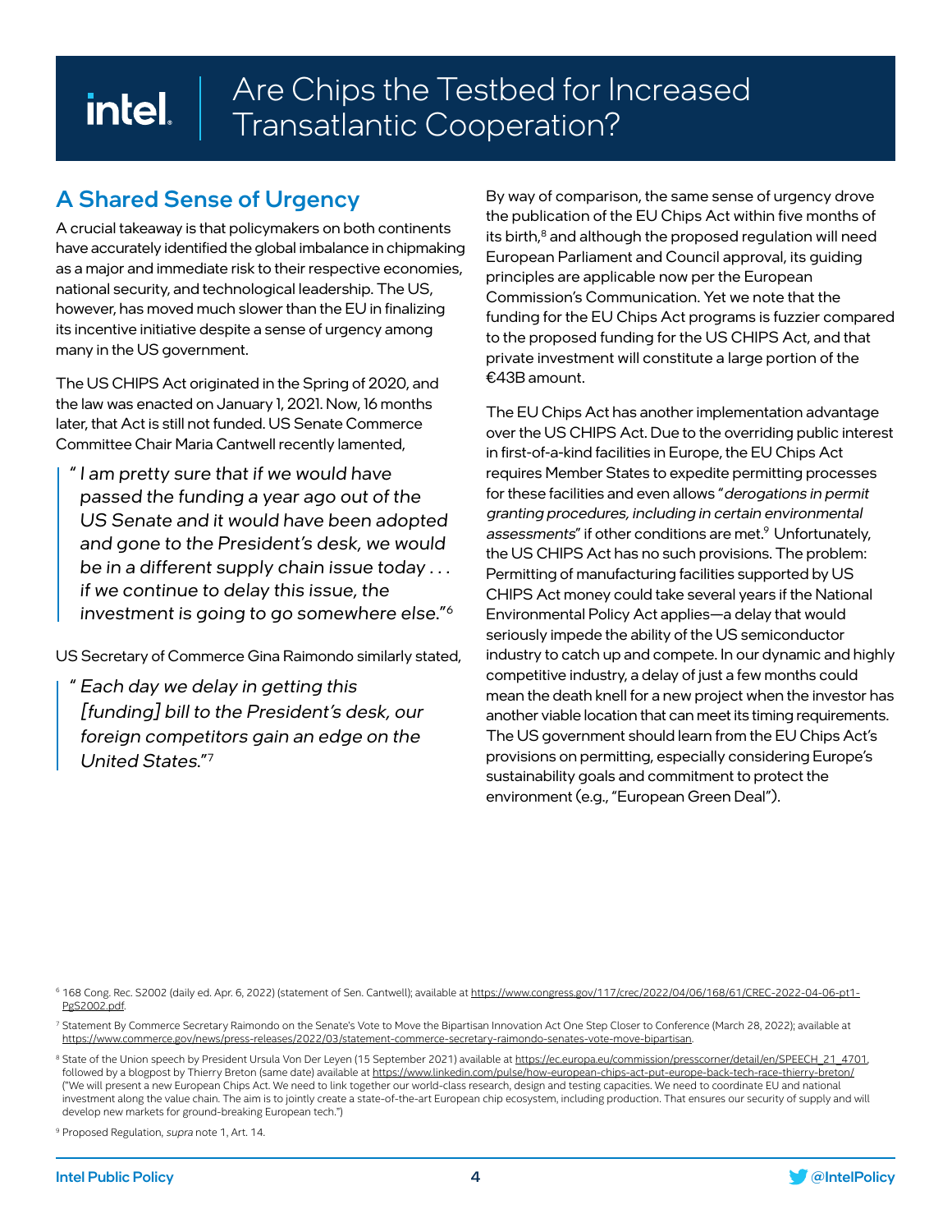# Are Chips the Testbed for Increased Transatlantic Cooperation?

## A Shared Sense of Urgency

A crucial takeaway is that policymakers on both continents have accurately identified the global imbalance in chipmaking as a major and immediate risk to their respective economies, national security, and technological leadership. The US, however, has moved much slower than the EU in finalizing its incentive initiative despite a sense of urgency among many in the US government.

The US CHIPS Act originated in the Spring of 2020, and the law was enacted on January 1, 2021. Now, 16 months later, that Act is still not funded. US Senate Commerce Committee Chair Maria Cantwell recently lamented,

> *"I am pretty sure that if we would have passed the funding a year ago out of the US Senate and it would have been adopted and gone to the President's desk, we would be in a different supply chain issue today . . . if we continue to delay this issue, the investment is going to go somewhere else."*[6]

US Secretary of Commerce Gina Raimondo similarly stated,

> *"Each day we delay in getting this [funding] bill to the President's desk, our foreign competitors gain an edge on the United States."*[7]

By way of comparison, the same sense of urgency drove the publication of the EU Chips Act within five months of its birth,[8] and although the proposed regulation will need European Parliament and Council approval, its guiding principles are applicable now per the European Commission's Communication. Yet we note that the funding for the EU Chips Act programs is fuzzier compared to the proposed funding for the US CHIPS Act, and that private investment will constitute a large portion of the €43B amount.

The EU Chips Act has another implementation advantage over the US CHIPS Act. Due to the overriding public interest in first-of-a-kind facilities in Europe, the EU Chips Act requires Member States to expedite permitting processes for these facilities and even allows "*derogations in permit granting procedures, including in certain environmental assessments*" if other conditions are met.[9] Unfortunately, the US CHIPS Act has no such provisions. The problem: Permitting of manufacturing facilities supported by US CHIPS Act money could take several years if the National Environmental Policy Act applies—a delay that would seriously impede the ability of the US semiconductor industry to catch up and compete. In our dynamic and highly competitive industry, a delay of just a few months could mean the death knell for a new project when the investor has another viable location that can meet its timing requirements. The US government should learn from the EU Chips Act's provisions on permitting, especially considering Europe's sustainability goals and commitment to protect the environment (e.g., "European Green Deal").

---

[6] 168 Cong. Rec. S2002 (daily ed. Apr. 6, 2022) (statement of Sen. Cantwell); available at https://www.congress.gov/117/crec/2022/04/06/168/61/CREC-2022-04-06-pt1-PgS2002.pdf.

[7] Statement By Commerce Secretary Raimondo on the Senate's Vote to Move the Bipartisan Innovation Act One Step Closer to Conference (March 28, 2022); available at https://www.commerce.gov/news/press-releases/2022/03/statement-commerce-secretary-raimondo-senates-vote-move-bipartisan.

[8] State of the Union speech by President Ursula Von Der Leyen (15 September 2021) available at https://ec.europa.eu/commission/presscorner/detail/en/SPEECH_21_4701, followed by a blogpost by Thierry Breton (same date) available at https://www.linkedin.com/pulse/how-european-chips-act-put-europe-back-tech-race-thierry-breton/ ("We will present a new European Chips Act. We need to link together our world-class research, design and testing capacities. We need to coordinate EU and national investment along the value chain. The aim is to jointly create a state-of-the-art European chip ecosystem, including production. That ensures our security of supply and will develop new markets for ground-breaking European tech.")

[9] Proposed Regulation, *supra* note 1, Art. 14.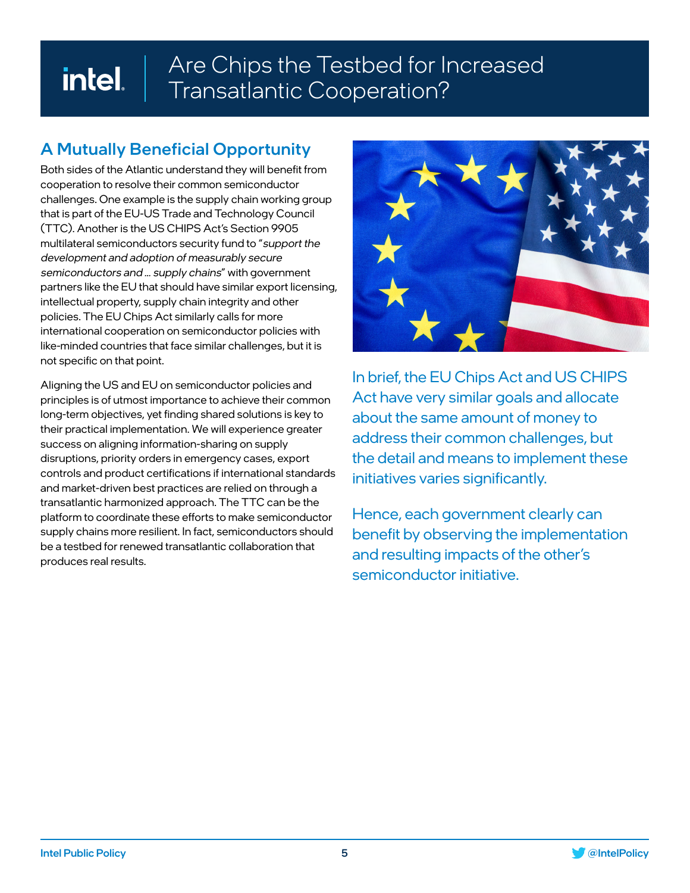# Are Chips the Testbed for Increased Transatlantic Cooperation?

## A Mutually Beneficial Opportunity

Both sides of the Atlantic understand they will benefit from cooperation to resolve their common semiconductor challenges. One example is the supply chain working group that is part of the EU-US Trade and Technology Council (TTC). Another is the US CHIPS Act's Section 9905 multilateral semiconductors security fund to "*support the development and adoption of measurably secure semiconductors and … supply chains*" with government partners like the EU that should have similar export licensing, intellectual property, supply chain integrity and other policies. The EU Chips Act similarly calls for more international cooperation on semiconductor policies with like-minded countries that face similar challenges, but it is not specific on that point.

Aligning the US and EU on semiconductor policies and principles is of utmost importance to achieve their common long-term objectives, yet finding shared solutions is key to their practical implementation. We will experience greater success on aligning information-sharing on supply disruptions, priority orders in emergency cases, export controls and product certifications if international standards and market-driven best practices are relied on through a transatlantic harmonized approach. The TTC can be the platform to coordinate these efforts to make semiconductor supply chains more resilient. In fact, semiconductors should be a testbed for renewed transatlantic collaboration that produces real results.

In brief, the EU Chips Act and US CHIPS Act have very similar goals and allocate about the same amount of money to address their common challenges, but the detail and means to implement these initiatives varies significantly.

Hence, each government clearly can benefit by observing the implementation and resulting impacts of the other's semiconductor initiative.